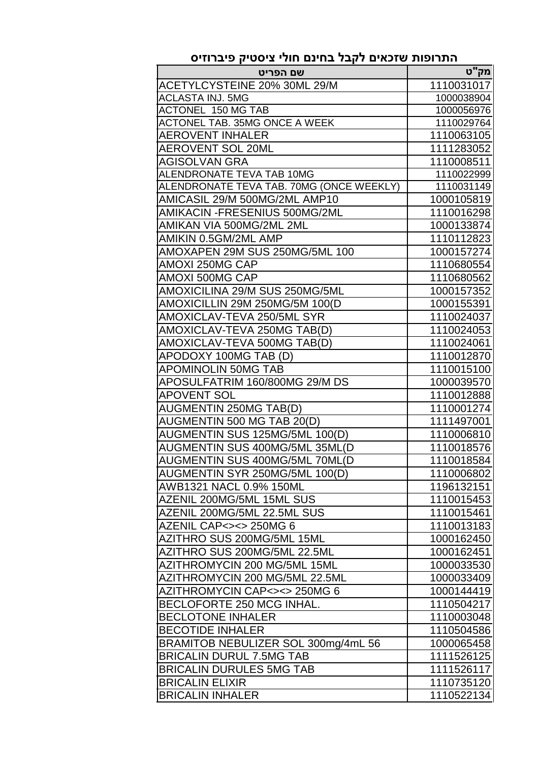# התרופות שזכאים לקבל בחינם חולי ציסטיק פיברוזיס

| שם הפריט | מק"ט |
| --- | --- |
| ACETYLCYSTEINE 20% 30ML 29/M | 1110031017 |
| ACLASTA INJ. 5MG | 1000038904 |
| ACTONEL 150 MG TAB | 1000056976 |
| ACTONEL TAB. 35MG ONCE A WEEK | 1110029764 |
| AEROVENT INHALER | 1110063105 |
| AEROVENT SOL 20ML | 1111283052 |
| AGISOLVAN GRA | 1110008511 |
| ALENDRONATE TEVA TAB 10MG | 1110022999 |
| ALENDRONATE TEVA TAB. 70MG (ONCE WEEKLY) | 1110031149 |
| AMICASIL 29/M 500MG/2ML AMP10 | 1000105819 |
| AMIKACIN -FRESENIUS 500MG/2ML | 1110016298 |
| AMIKAN VIA 500MG/2ML 2ML | 1000133874 |
| AMIKIN 0.5GM/2ML AMP | 1110112823 |
| AMOXAPEN 29M SUS 250MG/5ML 100 | 1000157274 |
| AMOXI 250MG CAP | 1110680554 |
| AMOXI 500MG CAP | 1110680562 |
| AMOXICILINA 29/M SUS 250MG/5ML | 1000157352 |
| AMOXICILLIN 29M 250MG/5M 100(D | 1000155391 |
| AMOXICLAV-TEVA 250/5ML SYR | 1110024037 |
| AMOXICLAV-TEVA 250MG TAB(D) | 1110024053 |
| AMOXICLAV-TEVA 500MG TAB(D) | 1110024061 |
| APODOXY 100MG TAB (D) | 1110012870 |
| APOMINOLIN 50MG TAB | 1110015100 |
| APOSULFATRIM 160/800MG 29/M DS | 1000039570 |
| APOVENT SOL | 1110012888 |
| AUGMENTIN 250MG TAB(D) | 1110001274 |
| AUGMENTIN 500 MG TAB 20(D) | 1111497001 |
| AUGMENTIN SUS 125MG/5ML 100(D) | 1110006810 |
| AUGMENTIN SUS 400MG/5ML 35ML(D | 1110018576 |
| AUGMENTIN SUS 400MG/5ML 70ML(D | 1110018584 |
| AUGMENTIN SYR 250MG/5ML 100(D) | 1110006802 |
| AWB1321 NACL 0.9% 150ML | 1196132151 |
| AZENIL 200MG/5ML 15ML SUS | 1110015453 |
| AZENIL 200MG/5ML 22.5ML SUS | 1110015461 |
| AZENIL CAP<><> 250MG 6 | 1110013183 |
| AZITHRO SUS 200MG/5ML 15ML | 1000162450 |
| AZITHRO SUS 200MG/5ML 22.5ML | 1000162451 |
| AZITHROMYCIN 200 MG/5ML 15ML | 1000033530 |
| AZITHROMYCIN 200 MG/5ML 22.5ML | 1000033409 |
| AZITHROMYCIN CAP<><> 250MG 6 | 1000144419 |
| BECLOFORTE 250 MCG INHAL. | 1110504217 |
| BECLOTONE INHALER | 1110003048 |
| BECOTIDE INHALER | 1110504586 |
| BRAMITOB NEBULIZER SOL 300mg/4mL 56 | 1000065458 |
| BRICALIN DURUL 7.5MG TAB | 1111526125 |
| BRICALIN DURULES 5MG TAB | 1111526117 |
| BRICALIN ELIXIR | 1110735120 |
| BRICALIN INHALER | 1110522134 |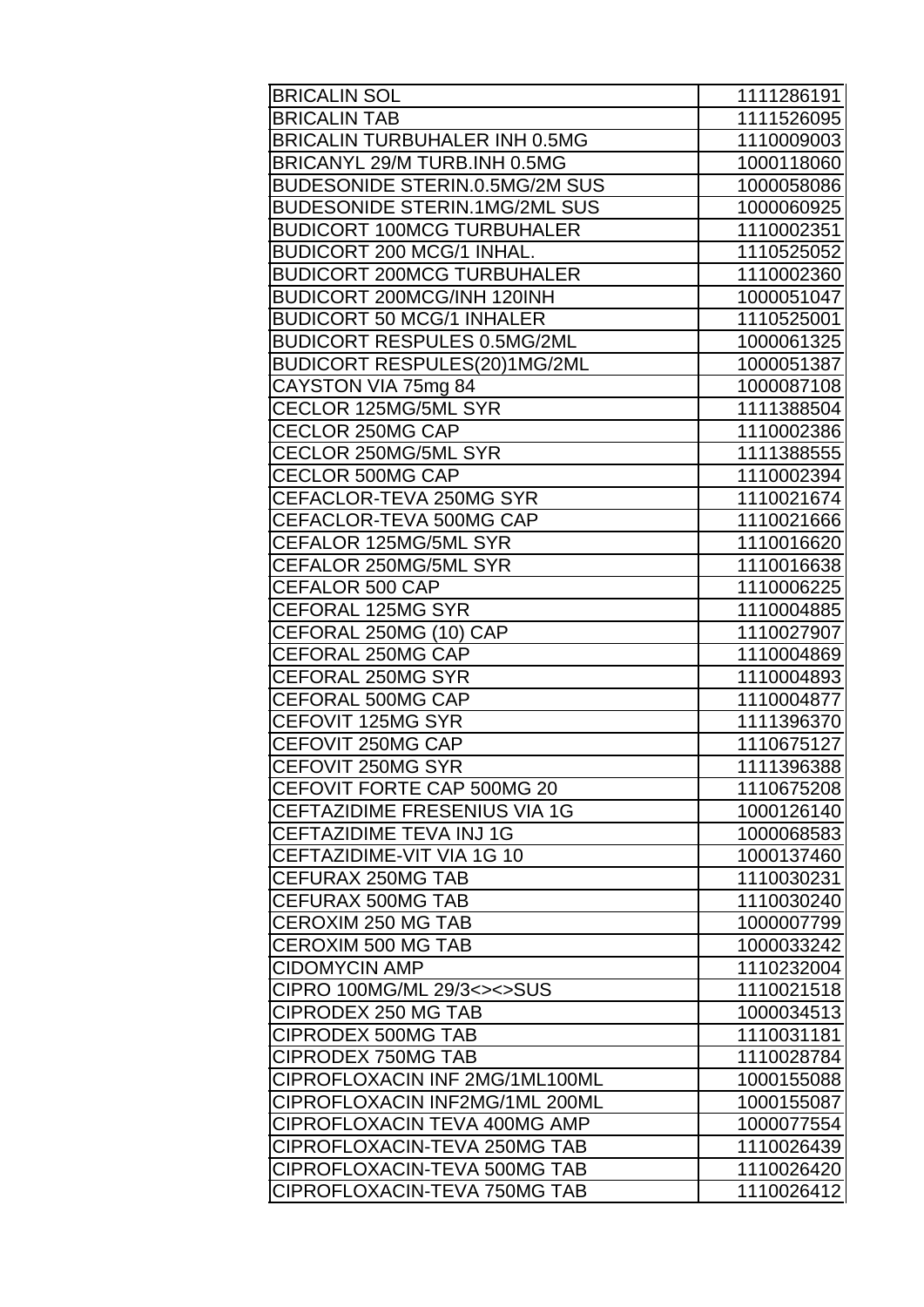| BRICALIN SOL | 1111286191 |
|---|---|
| BRICALIN TAB | 1111526095 |
| BRICALIN TURBUHALER INH 0.5MG | 1110009003 |
| BRICANYL 29/M TURB.INH 0.5MG | 1000118060 |
| BUDESONIDE STERIN.0.5MG/2M SUS | 1000058086 |
| BUDESONIDE STERIN.1MG/2ML SUS | 1000060925 |
| BUDICORT 100MCG TURBUHALER | 1110002351 |
| BUDICORT 200 MCG/1 INHAL. | 1110525052 |
| BUDICORT 200MCG TURBUHALER | 1110002360 |
| BUDICORT 200MCG/INH 120INH | 1000051047 |
| BUDICORT 50 MCG/1 INHALER | 1110525001 |
| BUDICORT RESPULES 0.5MG/2ML | 1000061325 |
| BUDICORT RESPULES(20)1MG/2ML | 1000051387 |
| CAYSTON VIA 75mg 84 | 1000087108 |
| CECLOR 125MG/5ML SYR | 1111388504 |
| CECLOR 250MG CAP | 1110002386 |
| CECLOR 250MG/5ML SYR | 1111388555 |
| CECLOR 500MG CAP | 1110002394 |
| CEFACLOR-TEVA 250MG SYR | 1110021674 |
| CEFACLOR-TEVA 500MG CAP | 1110021666 |
| CEFALOR 125MG/5ML SYR | 1110016620 |
| CEFALOR 250MG/5ML SYR | 1110016638 |
| CEFALOR 500 CAP | 1110006225 |
| CEFORAL 125MG SYR | 1110004885 |
| CEFORAL 250MG (10) CAP | 1110027907 |
| CEFORAL 250MG CAP | 1110004869 |
| CEFORAL 250MG SYR | 1110004893 |
| CEFORAL 500MG CAP | 1110004877 |
| CEFOVIT 125MG SYR | 1111396370 |
| CEFOVIT 250MG CAP | 1110675127 |
| CEFOVIT 250MG SYR | 1111396388 |
| CEFOVIT FORTE CAP 500MG 20 | 1110675208 |
| CEFTAZIDIME FRESENIUS VIA 1G | 1000126140 |
| CEFTAZIDIME TEVA INJ 1G | 1000068583 |
| CEFTAZIDIME-VIT VIA 1G 10 | 1000137460 |
| CEFURAX 250MG TAB | 1110030231 |
| CEFURAX 500MG TAB | 1110030240 |
| CEROXIM 250 MG TAB | 1000007799 |
| CEROXIM 500 MG TAB | 1000033242 |
| CIDOMYCIN AMP | 1110232004 |
| CIPRO 100MG/ML 29/3<><>SUS | 1110021518 |
| CIPRODEX 250 MG TAB | 1000034513 |
| CIPRODEX 500MG TAB | 1110031181 |
| CIPRODEX 750MG TAB | 1110028784 |
| CIPROFLOXACIN INF 2MG/1ML100ML | 1000155088 |
| CIPROFLOXACIN INF2MG/1ML 200ML | 1000155087 |
| CIPROFLOXACIN TEVA 400MG AMP | 1000077554 |
| CIPROFLOXACIN-TEVA 250MG TAB | 1110026439 |
| CIPROFLOXACIN-TEVA 500MG TAB | 1110026420 |
| CIPROFLOXACIN-TEVA 750MG TAB | 1110026412 |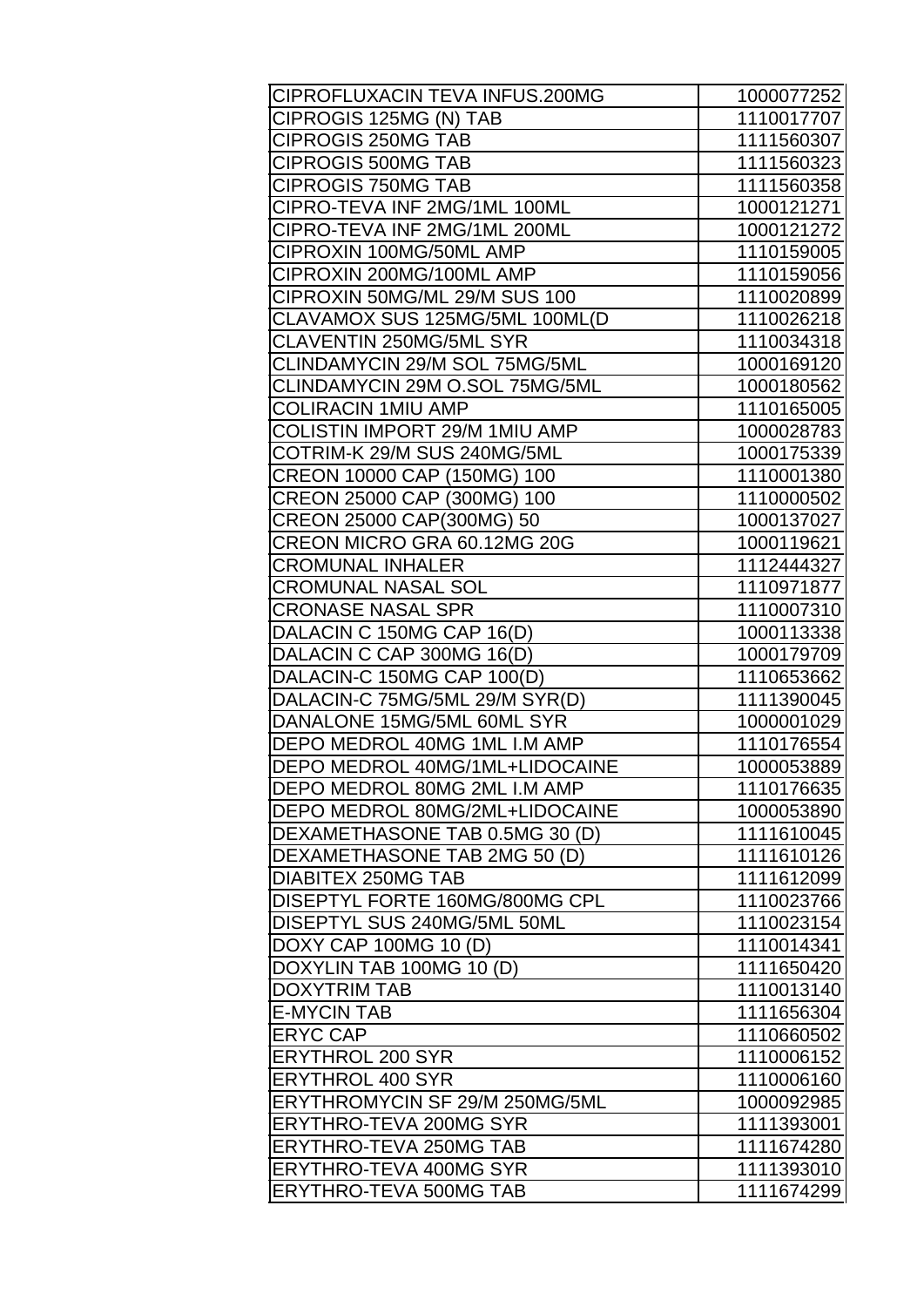| | |
|---|---|
| CIPROFLUXACIN TEVA INFUS.200MG | 1000077252 |
| CIPROGIS 125MG (N) TAB | 1110017707 |
| CIPROGIS 250MG TAB | 1111560307 |
| CIPROGIS 500MG TAB | 1111560323 |
| CIPROGIS 750MG TAB | 1111560358 |
| CIPRO-TEVA INF 2MG/1ML 100ML | 1000121271 |
| CIPRO-TEVA INF 2MG/1ML 200ML | 1000121272 |
| CIPROXIN 100MG/50ML AMP | 1110159005 |
| CIPROXIN 200MG/100ML AMP | 1110159056 |
| CIPROXIN 50MG/ML 29/M SUS 100 | 1110020899 |
| CLAVAMOX SUS 125MG/5ML 100ML(D | 1110026218 |
| CLAVENTIN 250MG/5ML SYR | 1110034318 |
| CLINDAMYCIN 29/M SOL 75MG/5ML | 1000169120 |
| CLINDAMYCIN 29M O.SOL 75MG/5ML | 1000180562 |
| COLIRACIN 1MIU AMP | 1110165005 |
| COLISTIN IMPORT 29/M 1MIU AMP | 1000028783 |
| COTRIM-K 29/M SUS 240MG/5ML | 1000175339 |
| CREON 10000 CAP (150MG) 100 | 1110001380 |
| CREON 25000 CAP (300MG) 100 | 1110000502 |
| CREON 25000 CAP(300MG) 50 | 1000137027 |
| CREON MICRO GRA 60.12MG 20G | 1000119621 |
| CROMUNAL INHALER | 1112444327 |
| CROMUNAL NASAL SOL | 1110971877 |
| CRONASE NASAL SPR | 1110007310 |
| DALACIN C 150MG CAP 16(D) | 1000113338 |
| DALACIN C CAP 300MG 16(D) | 1000179709 |
| DALACIN-C 150MG CAP 100(D) | 1110653662 |
| DALACIN-C 75MG/5ML 29/M SYR(D) | 1111390045 |
| DANALONE 15MG/5ML 60ML SYR | 1000001029 |
| DEPO MEDROL 40MG 1ML I.M AMP | 1110176554 |
| DEPO MEDROL 40MG/1ML+LIDOCAINE | 1000053889 |
| DEPO MEDROL 80MG 2ML I.M AMP | 1110176635 |
| DEPO MEDROL 80MG/2ML+LIDOCAINE | 1000053890 |
| DEXAMETHASONE TAB 0.5MG 30 (D) | 1111610045 |
| DEXAMETHASONE TAB 2MG 50 (D) | 1111610126 |
| DIABITEX 250MG TAB | 1111612099 |
| DISEPTYL FORTE 160MG/800MG CPL | 1110023766 |
| DISEPTYL SUS 240MG/5ML 50ML | 1110023154 |
| DOXY CAP 100MG 10 (D) | 1110014341 |
| DOXYLIN TAB 100MG 10 (D) | 1111650420 |
| DOXYTRIM TAB | 1110013140 |
| E-MYCIN TAB | 1111656304 |
| ERYC CAP | 1110660502 |
| ERYTHROL 200 SYR | 1110006152 |
| ERYTHROL 400 SYR | 1110006160 |
| ERYTHROMYCIN SF 29/M 250MG/5ML | 1000092985 |
| ERYTHRO-TEVA 200MG SYR | 1111393001 |
| ERYTHRO-TEVA 250MG TAB | 1111674280 |
| ERYTHRO-TEVA 400MG SYR | 1111393010 |
| ERYTHRO-TEVA 500MG TAB | 1111674299 |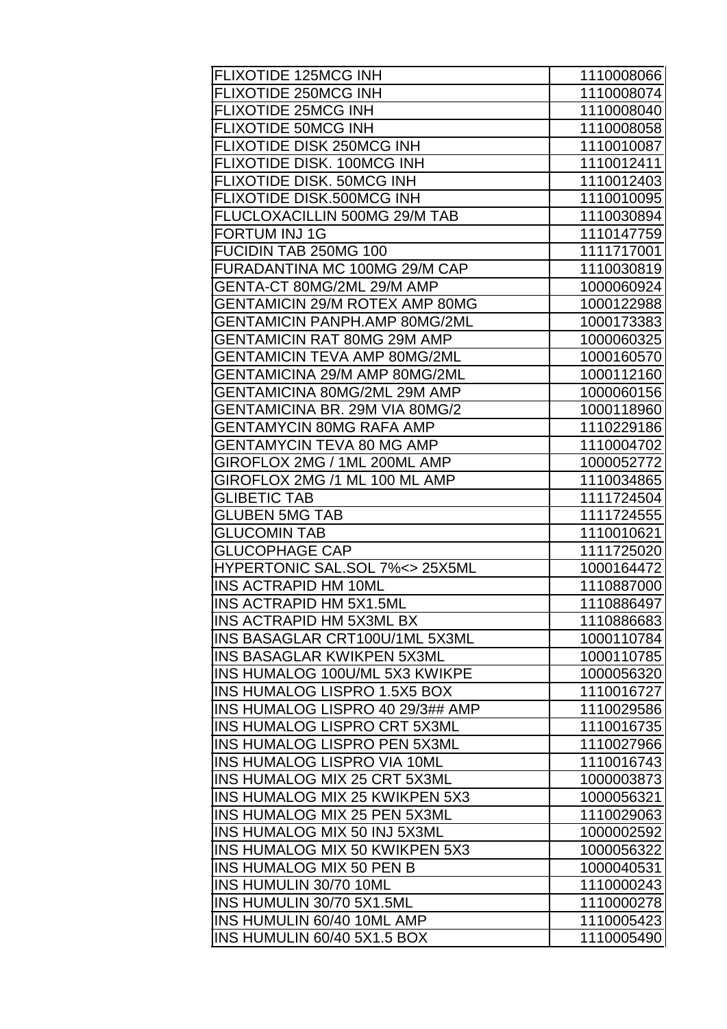| | |
|---|---|
| FLIXOTIDE 125MCG INH | 1110008066 |
| FLIXOTIDE 250MCG INH | 1110008074 |
| FLIXOTIDE 25MCG INH | 1110008040 |
| FLIXOTIDE 50MCG INH | 1110008058 |
| FLIXOTIDE DISK 250MCG INH | 1110010087 |
| FLIXOTIDE DISK. 100MCG INH | 1110012411 |
| FLIXOTIDE DISK. 50MCG INH | 1110012403 |
| FLIXOTIDE DISK.500MCG INH | 1110010095 |
| FLUCLOXACILLIN 500MG 29/M TAB | 1110030894 |
| FORTUM INJ 1G | 1110147759 |
| FUCIDIN TAB 250MG 100 | 1111717001 |
| FURADANTINA MC 100MG 29/M CAP | 1110030819 |
| GENTA-CT 80MG/2ML 29/M AMP | 1000060924 |
| GENTAMICIN 29/M ROTEX AMP 80MG | 1000122988 |
| GENTAMICIN PANPH.AMP 80MG/2ML | 1000173383 |
| GENTAMICIN RAT 80MG 29M AMP | 1000060325 |
| GENTAMICIN TEVA AMP 80MG/2ML | 1000160570 |
| GENTAMICINA 29/M AMP 80MG/2ML | 1000112160 |
| GENTAMICINA 80MG/2ML 29M AMP | 1000060156 |
| GENTAMICINA BR. 29M VIA 80MG/2 | 1000118960 |
| GENTAMYCIN 80MG RAFA AMP | 1110229186 |
| GENTAMYCIN TEVA 80 MG AMP | 1110004702 |
| GIROFLOX 2MG / 1ML 200ML AMP | 1000052772 |
| GIROFLOX 2MG /1 ML 100 ML AMP | 1110034865 |
| GLIBETIC TAB | 1111724504 |
| GLUBEN 5MG TAB | 1111724555 |
| GLUCOMIN TAB | 1110010621 |
| GLUCOPHAGE CAP | 1111725020 |
| HYPERTONIC SAL.SOL 7%<> 25X5ML | 1000164472 |
| INS ACTRAPID HM 10ML | 1110887000 |
| INS ACTRAPID HM 5X1.5ML | 1110886497 |
| INS ACTRAPID HM 5X3ML BX | 1110886683 |
| INS BASAGLAR CRT100U/1ML 5X3ML | 1000110784 |
| INS BASAGLAR KWIKPEN 5X3ML | 1000110785 |
| INS HUMALOG 100U/ML 5X3 KWIKPE | 1000056320 |
| INS HUMALOG LISPRO 1.5X5 BOX | 1110016727 |
| INS HUMALOG LISPRO 40 29/3## AMP | 1110029586 |
| INS HUMALOG LISPRO CRT 5X3ML | 1110016735 |
| INS HUMALOG LISPRO PEN 5X3ML | 1110027966 |
| INS HUMALOG LISPRO VIA 10ML | 1110016743 |
| INS HUMALOG MIX 25 CRT 5X3ML | 1000003873 |
| INS HUMALOG MIX 25 KWIKPEN 5X3 | 1000056321 |
| INS HUMALOG MIX 25 PEN 5X3ML | 1110029063 |
| INS HUMALOG MIX 50 INJ 5X3ML | 1000002592 |
| INS HUMALOG MIX 50 KWIKPEN 5X3 | 1000056322 |
| INS HUMALOG MIX 50 PEN B | 1000040531 |
| INS HUMULIN 30/70 10ML | 1110000243 |
| INS HUMULIN 30/70 5X1.5ML | 1110000278 |
| INS HUMULIN 60/40 10ML AMP | 1110005423 |
| INS HUMULIN 60/40 5X1.5 BOX | 1110005490 |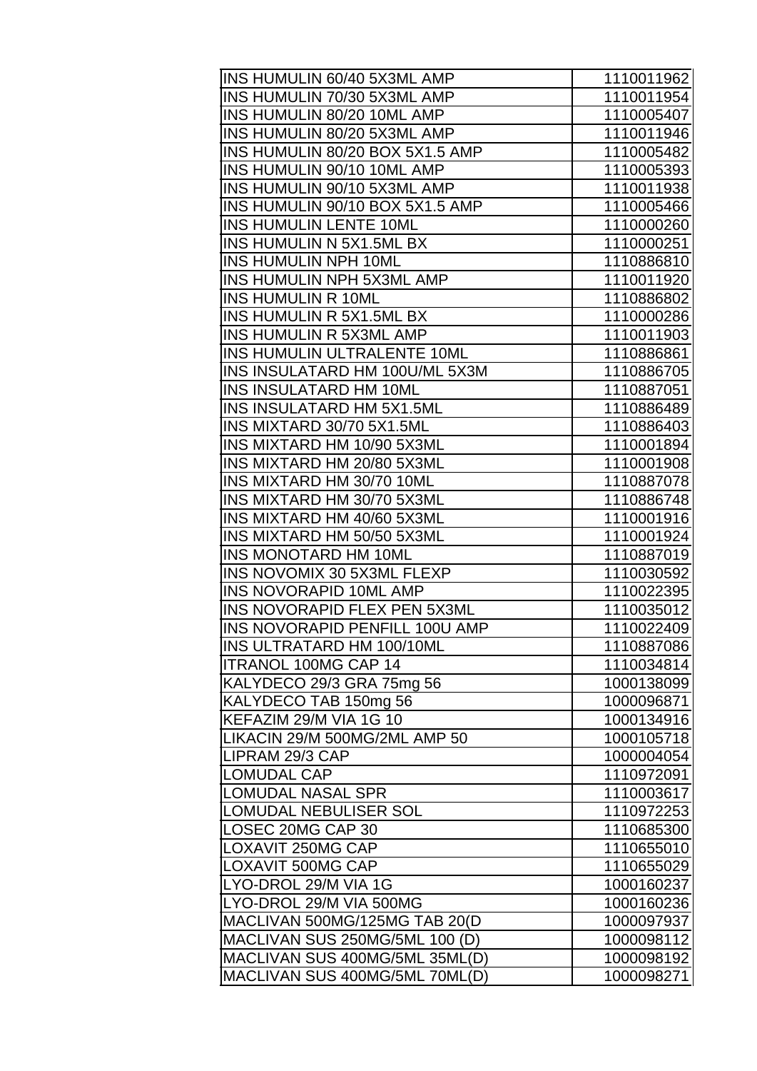| | |
|---|---|
| INS HUMULIN 60/40 5X3ML AMP | 1110011962 |
| INS HUMULIN 70/30 5X3ML AMP | 1110011954 |
| INS HUMULIN 80/20 10ML AMP | 1110005407 |
| INS HUMULIN 80/20 5X3ML AMP | 1110011946 |
| INS HUMULIN 80/20 BOX 5X1.5 AMP | 1110005482 |
| INS HUMULIN 90/10 10ML AMP | 1110005393 |
| INS HUMULIN 90/10 5X3ML AMP | 1110011938 |
| INS HUMULIN 90/10 BOX 5X1.5 AMP | 1110005466 |
| INS HUMULIN LENTE 10ML | 1110000260 |
| INS HUMULIN N 5X1.5ML BX | 1110000251 |
| INS HUMULIN NPH 10ML | 1110886810 |
| INS HUMULIN NPH 5X3ML AMP | 1110011920 |
| INS HUMULIN R 10ML | 1110886802 |
| INS HUMULIN R 5X1.5ML BX | 1110000286 |
| INS HUMULIN R 5X3ML AMP | 1110011903 |
| INS HUMULIN ULTRALENTE 10ML | 1110886861 |
| INS INSULATARD HM 100U/ML 5X3M | 1110886705 |
| INS INSULATARD HM 10ML | 1110887051 |
| INS INSULATARD HM 5X1.5ML | 1110886489 |
| INS MIXTARD 30/70 5X1.5ML | 1110886403 |
| INS MIXTARD HM 10/90 5X3ML | 1110001894 |
| INS MIXTARD HM 20/80 5X3ML | 1110001908 |
| INS MIXTARD HM 30/70 10ML | 1110887078 |
| INS MIXTARD HM 30/70 5X3ML | 1110886748 |
| INS MIXTARD HM 40/60 5X3ML | 1110001916 |
| INS MIXTARD HM 50/50 5X3ML | 1110001924 |
| INS MONOTARD HM 10ML | 1110887019 |
| INS NOVOMIX 30 5X3ML FLEXP | 1110030592 |
| INS NOVORAPID 10ML AMP | 1110022395 |
| INS NOVORAPID FLEX PEN 5X3ML | 1110035012 |
| INS NOVORAPID PENFILL 100U AMP | 1110022409 |
| INS ULTRATARD HM 100/10ML | 1110887086 |
| ITRANOL 100MG CAP 14 | 1110034814 |
| KALYDECO 29/3 GRA 75mg 56 | 1000138099 |
| KALYDECO TAB 150mg 56 | 1000096871 |
| KEFAZIM 29/M VIA 1G 10 | 1000134916 |
| LIKACIN 29/M 500MG/2ML AMP 50 | 1000105718 |
| LIPRAM 29/3 CAP | 1000004054 |
| LOMUDAL CAP | 1110972091 |
| LOMUDAL NASAL SPR | 1110003617 |
| LOMUDAL NEBULISER SOL | 1110972253 |
| LOSEC 20MG CAP 30 | 1110685300 |
| LOXAVIT 250MG CAP | 1110655010 |
| LOXAVIT 500MG CAP | 1110655029 |
| LYO-DROL 29/M VIA 1G | 1000160237 |
| LYO-DROL 29/M VIA 500MG | 1000160236 |
| MACLIVAN 500MG/125MG TAB 20(D | 1000097937 |
| MACLIVAN SUS 250MG/5ML 100 (D) | 1000098112 |
| MACLIVAN SUS 400MG/5ML 35ML(D) | 1000098192 |
| MACLIVAN SUS 400MG/5ML 70ML(D) | 1000098271 |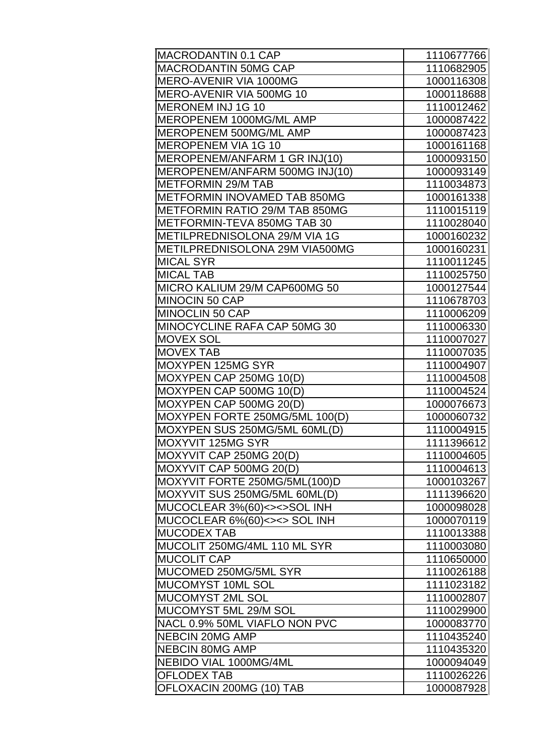| | |
|---|---|
| MACRODANTIN 0.1 CAP | 1110677766 |
| MACRODANTIN 50MG CAP | 1110682905 |
| MERO-AVENIR VIA 1000MG | 1000116308 |
| MERO-AVENIR VIA 500MG 10 | 1000118688 |
| MERONEM INJ 1G 10 | 1110012462 |
| MEROPENEM 1000MG/ML AMP | 1000087422 |
| MEROPENEM 500MG/ML AMP | 1000087423 |
| MEROPENEM VIA 1G 10 | 1000161168 |
| MEROPENEM/ANFARM 1 GR INJ(10) | 1000093150 |
| MEROPENEM/ANFARM 500MG INJ(10) | 1000093149 |
| METFORMIN 29/M TAB | 1110034873 |
| METFORMIN INOVAMED TAB 850MG | 1000161338 |
| METFORMIN RATIO 29/M TAB 850MG | 1110015119 |
| METFORMIN-TEVA 850MG TAB 30 | 1110028040 |
| METILPREDNISOLONA 29/M VIA 1G | 1000160232 |
| METILPREDNISOLONA 29M VIA500MG | 1000160231 |
| MICAL SYR | 1110011245 |
| MICAL TAB | 1110025750 |
| MICRO KALIUM 29/M CAP600MG 50 | 1000127544 |
| MINOCIN 50 CAP | 1110678703 |
| MINOCLIN 50 CAP | 1110006209 |
| MINOCYCLINE RAFA CAP 50MG 30 | 1110006330 |
| MOVEX SOL | 1110007027 |
| MOVEX TAB | 1110007035 |
| MOXYPEN 125MG SYR | 1110004907 |
| MOXYPEN CAP 250MG 10(D) | 1110004508 |
| MOXYPEN CAP 500MG 10(D) | 1110004524 |
| MOXYPEN CAP 500MG 20(D) | 1000076673 |
| MOXYPEN FORTE 250MG/5ML 100(D) | 1000060732 |
| MOXYPEN SUS 250MG/5ML 60ML(D) | 1110004915 |
| MOXYVIT 125MG SYR | 1111396612 |
| MOXYVIT CAP 250MG 20(D) | 1110004605 |
| MOXYVIT CAP 500MG 20(D) | 1110004613 |
| MOXYVIT FORTE 250MG/5ML(100)D | 1000103267 |
| MOXYVIT SUS 250MG/5ML 60ML(D) | 1111396620 |
| MUCOCLEAR 3%(60)<><>SOL INH | 1000098028 |
| MUCOCLEAR 6%(60)<><> SOL INH | 1000070119 |
| MUCODEX TAB | 1110013388 |
| MUCOLIT 250MG/4ML 110 ML SYR | 1110003080 |
| MUCOLIT CAP | 1110650000 |
| MUCOMED 250MG/5ML SYR | 1110026188 |
| MUCOMYST 10ML SOL | 1111023182 |
| MUCOMYST 2ML SOL | 1110002807 |
| MUCOMYST 5ML 29/M SOL | 1110029900 |
| NACL 0.9% 50ML VIAFLO NON PVC | 1000083770 |
| NEBCIN 20MG AMP | 1110435240 |
| NEBCIN 80MG AMP | 1110435320 |
| NEBIDO VIAL 1000MG/4ML | 1000094049 |
| OFLODEX TAB | 1110026226 |
| OFLOXACIN 200MG (10) TAB | 1000087928 |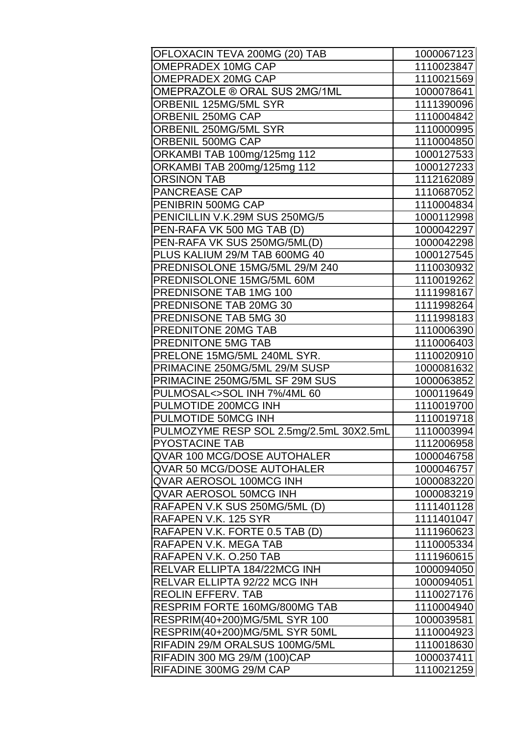| OFLOXACIN TEVA 200MG (20) TAB | 1000067123 |
|---|---|
| OMEPRADEX 10MG CAP | 1110023847 |
| OMEPRADEX 20MG CAP | 1110021569 |
| OMEPRAZOLE ® ORAL SUS 2MG/1ML | 1000078641 |
| ORBENIL 125MG/5ML SYR | 1111390096 |
| ORBENIL 250MG CAP | 1110004842 |
| ORBENIL 250MG/5ML SYR | 1110000995 |
| ORBENIL 500MG CAP | 1110004850 |
| ORKAMBI TAB 100mg/125mg 112 | 1000127533 |
| ORKAMBI TAB 200mg/125mg 112 | 1000127233 |
| ORSINON TAB | 1112162089 |
| PANCREASE CAP | 1110687052 |
| PENIBRIN 500MG CAP | 1110004834 |
| PENICILLIN V.K.29M SUS 250MG/5 | 1000112998 |
| PEN-RAFA VK 500 MG TAB (D) | 1000042297 |
| PEN-RAFA VK SUS 250MG/5ML(D) | 1000042298 |
| PLUS KALIUM 29/M TAB 600MG 40 | 1000127545 |
| PREDNISOLONE 15MG/5ML 29/M 240 | 1110030932 |
| PREDNISOLONE 15MG/5ML 60M | 1110019262 |
| PREDNISONE TAB 1MG 100 | 1111998167 |
| PREDNISONE TAB 20MG 30 | 1111998264 |
| PREDNISONE TAB 5MG 30 | 1111998183 |
| PREDNITONE 20MG TAB | 1110006390 |
| PREDNITONE 5MG TAB | 1110006403 |
| PRELONE 15MG/5ML 240ML SYR. | 1110020910 |
| PRIMACINE 250MG/5ML 29/M SUSP | 1000081632 |
| PRIMACINE 250MG/5ML SF 29M SUS | 1000063852 |
| PULMOSAL<>SOL INH 7%/4ML 60 | 1000119649 |
| PULMOTIDE 200MCG INH | 1110019700 |
| PULMOTIDE 50MCG INH | 1110019718 |
| PULMOZYME RESP SOL 2.5mg/2.5mL 30X2.5mL | 1110003994 |
| PYOSTACINE TAB | 1112006958 |
| QVAR 100 MCG/DOSE AUTOHALER | 1000046758 |
| QVAR 50 MCG/DOSE AUTOHALER | 1000046757 |
| QVAR AEROSOL 100MCG INH | 1000083220 |
| QVAR AEROSOL 50MCG INH | 1000083219 |
| RAFAPEN V.K SUS 250MG/5ML (D) | 1111401128 |
| RAFAPEN V.K. 125 SYR | 1111401047 |
| RAFAPEN V.K. FORTE 0.5 TAB (D) | 1111960623 |
| RAFAPEN V.K. MEGA TAB | 1110005334 |
| RAFAPEN V.K. O.250 TAB | 1111960615 |
| RELVAR ELLIPTA 184/22MCG INH | 1000094050 |
| RELVAR ELLIPTA 92/22 MCG INH | 1000094051 |
| REOLIN EFFERV. TAB | 1110027176 |
| RESPRIM FORTE 160MG/800MG TAB | 1110004940 |
| RESPRIM(40+200)MG/5ML SYR 100 | 1000039581 |
| RESPRIM(40+200)MG/5ML SYR 50ML | 1110004923 |
| RIFADIN 29/M ORALSUS 100MG/5ML | 1110018630 |
| RIFADIN 300 MG 29/M (100)CAP | 1000037411 |
| RIFADINE 300MG 29/M CAP | 1110021259 |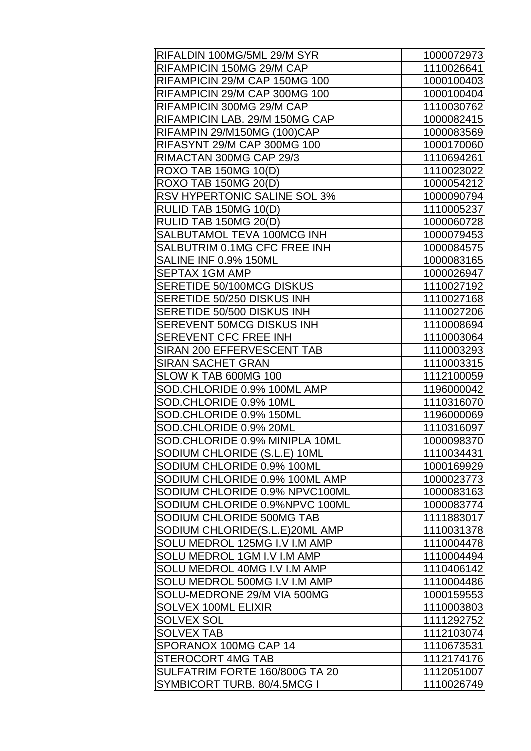| | |
|---|---|
| RIFALDIN 100MG/5ML 29/M SYR | 1000072973 |
| RIFAMPICIN 150MG 29/M CAP | 1110026641 |
| RIFAMPICIN 29/M CAP 150MG 100 | 1000100403 |
| RIFAMPICIN 29/M CAP 300MG 100 | 1000100404 |
| RIFAMPICIN 300MG 29/M CAP | 1110030762 |
| RIFAMPICIN LAB. 29/M 150MG CAP | 1000082415 |
| RIFAMPIN 29/M150MG (100)CAP | 1000083569 |
| RIFASYNT 29/M CAP 300MG 100 | 1000170060 |
| RIMACTAN 300MG CAP 29/3 | 1110694261 |
| ROXO TAB 150MG 10(D) | 1110023022 |
| ROXO TAB 150MG 20(D) | 1000054212 |
| RSV HYPERTONIC SALINE SOL 3% | 1000090794 |
| RULID TAB 150MG 10(D) | 1110005237 |
| RULID TAB 150MG 20(D) | 1000060728 |
| SALBUTAMOL TEVA 100MCG INH | 1000079453 |
| SALBUTRIM 0.1MG CFC FREE INH | 1000084575 |
| SALINE INF 0.9% 150ML | 1000083165 |
| SEPTAX 1GM AMP | 1000026947 |
| SERETIDE 50/100MCG DISKUS | 1110027192 |
| SERETIDE 50/250 DISKUS INH | 1110027168 |
| SERETIDE 50/500 DISKUS INH | 1110027206 |
| SEREVENT 50MCG DISKUS INH | 1110008694 |
| SEREVENT CFC FREE INH | 1110003064 |
| SIRAN 200 EFFERVESCENT TAB | 1110003293 |
| SIRAN SACHET GRAN | 1110003315 |
| SLOW K TAB 600MG 100 | 1112100059 |
| SOD.CHLORIDE 0.9% 100ML AMP | 1196000042 |
| SOD.CHLORIDE 0.9% 10ML | 1110316070 |
| SOD.CHLORIDE 0.9% 150ML | 1196000069 |
| SOD.CHLORIDE 0.9% 20ML | 1110316097 |
| SOD.CHLORIDE 0.9% MINIPLA 10ML | 1000098370 |
| SODIUM CHLORIDE (S.L.E) 10ML | 1110034431 |
| SODIUM CHLORIDE 0.9% 100ML | 1000169929 |
| SODIUM CHLORIDE 0.9% 100ML AMP | 1000023773 |
| SODIUM CHLORIDE 0.9% NPVC100ML | 1000083163 |
| SODIUM CHLORIDE 0.9%NPVC 100ML | 1000083774 |
| SODIUM CHLORIDE 500MG TAB | 1111883017 |
| SODIUM CHLORIDE(S.L.E)20ML AMP | 1110031378 |
| SOLU MEDROL 125MG I.V I.M AMP | 1110004478 |
| SOLU MEDROL 1GM I.V I.M AMP | 1110004494 |
| SOLU MEDROL 40MG I.V I.M AMP | 1110406142 |
| SOLU MEDROL 500MG I.V I.M AMP | 1110004486 |
| SOLU-MEDRONE 29/M VIA 500MG | 1000159553 |
| SOLVEX 100ML ELIXIR | 1110003803 |
| SOLVEX SOL | 1111292752 |
| SOLVEX TAB | 1112103074 |
| SPORANOX 100MG CAP 14 | 1110673531 |
| STEROCORT 4MG TAB | 1112174176 |
| SULFATRIM FORTE 160/800G TA 20 | 1112051007 |
| SYMBICORT TURB. 80/4.5MCG I | 1110026749 |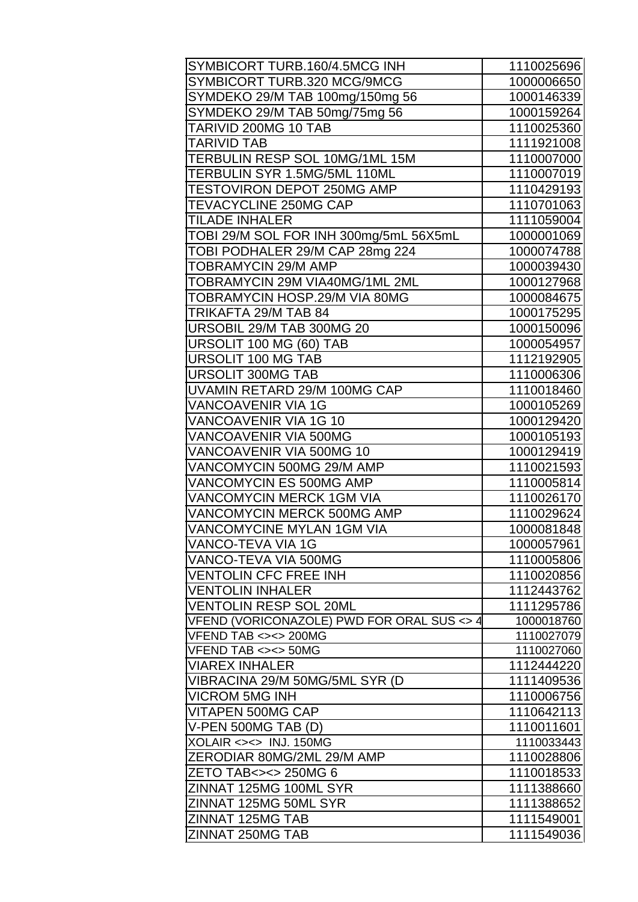| | |
|---|---|
| SYMBICORT TURB.160/4.5MCG INH | 1110025696 |
| SYMBICORT TURB.320 MCG/9MCG | 1000006650 |
| SYMDEKO 29/M TAB 100mg/150mg 56 | 1000146339 |
| SYMDEKO 29/M TAB 50mg/75mg 56 | 1000159264 |
| TARIVID 200MG 10 TAB | 1110025360 |
| TARIVID TAB | 1111921008 |
| TERBULIN RESP SOL 10MG/1ML 15M | 1110007000 |
| TERBULIN SYR 1.5MG/5ML 110ML | 1110007019 |
| TESTOVIRON DEPOT 250MG AMP | 1110429193 |
| TEVACYCLINE 250MG CAP | 1110701063 |
| TILADE INHALER | 1111059004 |
| TOBI 29/M SOL FOR INH 300mg/5mL 56X5mL | 1000001069 |
| TOBI PODHALER 29/M CAP 28mg 224 | 1000074788 |
| TOBRAMYCIN 29/M AMP | 1000039430 |
| TOBRAMYCIN 29M VIA40MG/1ML 2ML | 1000127968 |
| TOBRAMYCIN HOSP.29/M VIA 80MG | 1000084675 |
| TRIKAFTA 29/M TAB 84 | 1000175295 |
| URSOBIL 29/M TAB 300MG 20 | 1000150096 |
| URSOLIT 100 MG (60) TAB | 1000054957 |
| URSOLIT 100 MG TAB | 1112192905 |
| URSOLIT 300MG TAB | 1110006306 |
| UVAMIN RETARD 29/M 100MG CAP | 1110018460 |
| VANCOAVENIR VIA 1G | 1000105269 |
| VANCOAVENIR VIA 1G 10 | 1000129420 |
| VANCOAVENIR VIA 500MG | 1000105193 |
| VANCOAVENIR VIA 500MG 10 | 1000129419 |
| VANCOMYCIN 500MG 29/M AMP | 1110021593 |
| VANCOMYCIN ES 500MG AMP | 1110005814 |
| VANCOMYCIN MERCK 1GM VIA | 1110026170 |
| VANCOMYCIN MERCK 500MG AMP | 1110029624 |
| VANCOMYCINE MYLAN 1GM VIA | 1000081848 |
| VANCO-TEVA VIA 1G | 1000057961 |
| VANCO-TEVA VIA 500MG | 1110005806 |
| VENTOLIN CFC FREE INH | 1110020856 |
| VENTOLIN INHALER | 1112443762 |
| VENTOLIN RESP SOL 20ML | 1111295786 |
| VFEND (VORICONAZOLE) PWD FOR ORAL SUS <> 4 | 1000018760 |
| VFEND TAB <><> 200MG | 1110027079 |
| VFEND TAB <><> 50MG | 1110027060 |
| VIAREX INHALER | 1112444220 |
| VIBRACINA 29/M 50MG/5ML SYR (D | 1111409536 |
| VICROM 5MG INH | 1110006756 |
| VITAPEN 500MG CAP | 1110642113 |
| V-PEN 500MG TAB (D) | 1110011601 |
| XOLAIR <><> INJ. 150MG | 1110033443 |
| ZERODIAR 80MG/2ML 29/M AMP | 1110028806 |
| ZETO TAB<><> 250MG 6 | 1110018533 |
| ZINNAT 125MG 100ML SYR | 1111388660 |
| ZINNAT 125MG 50ML SYR | 1111388652 |
| ZINNAT 125MG TAB | 1111549001 |
| ZINNAT 250MG TAB | 1111549036 |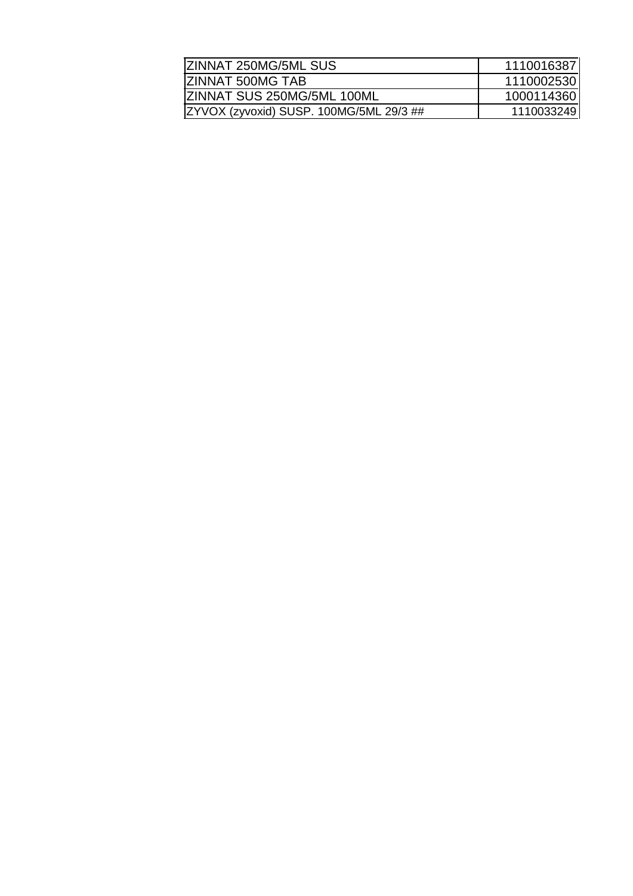| | |
|---|---|
| ZINNAT 250MG/5ML SUS | 1110016387 |
| ZINNAT 500MG TAB | 1110002530 |
| ZINNAT SUS 250MG/5ML 100ML | 1000114360 |
| ZYVOX (zyvoxid) SUSP. 100MG/5ML 29/3 ## | 1110033249 |